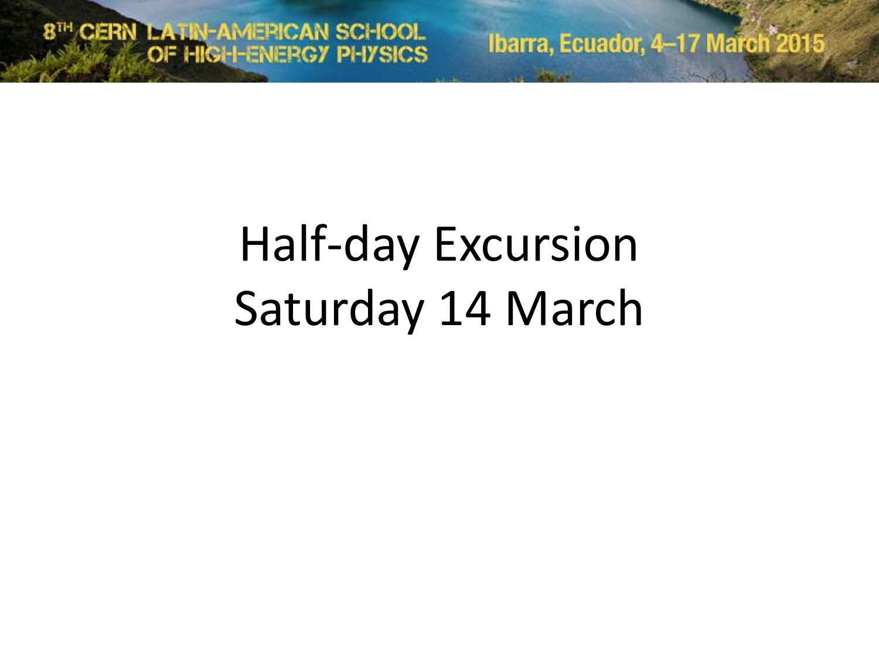8TH CERN LATIN-AMERICAN SCHOOL OF HIGH-ENERGY PHYSICS

Ibarra, Ecuador, 4–17 March 2015

# Half-day Excursion
# Saturday 14 March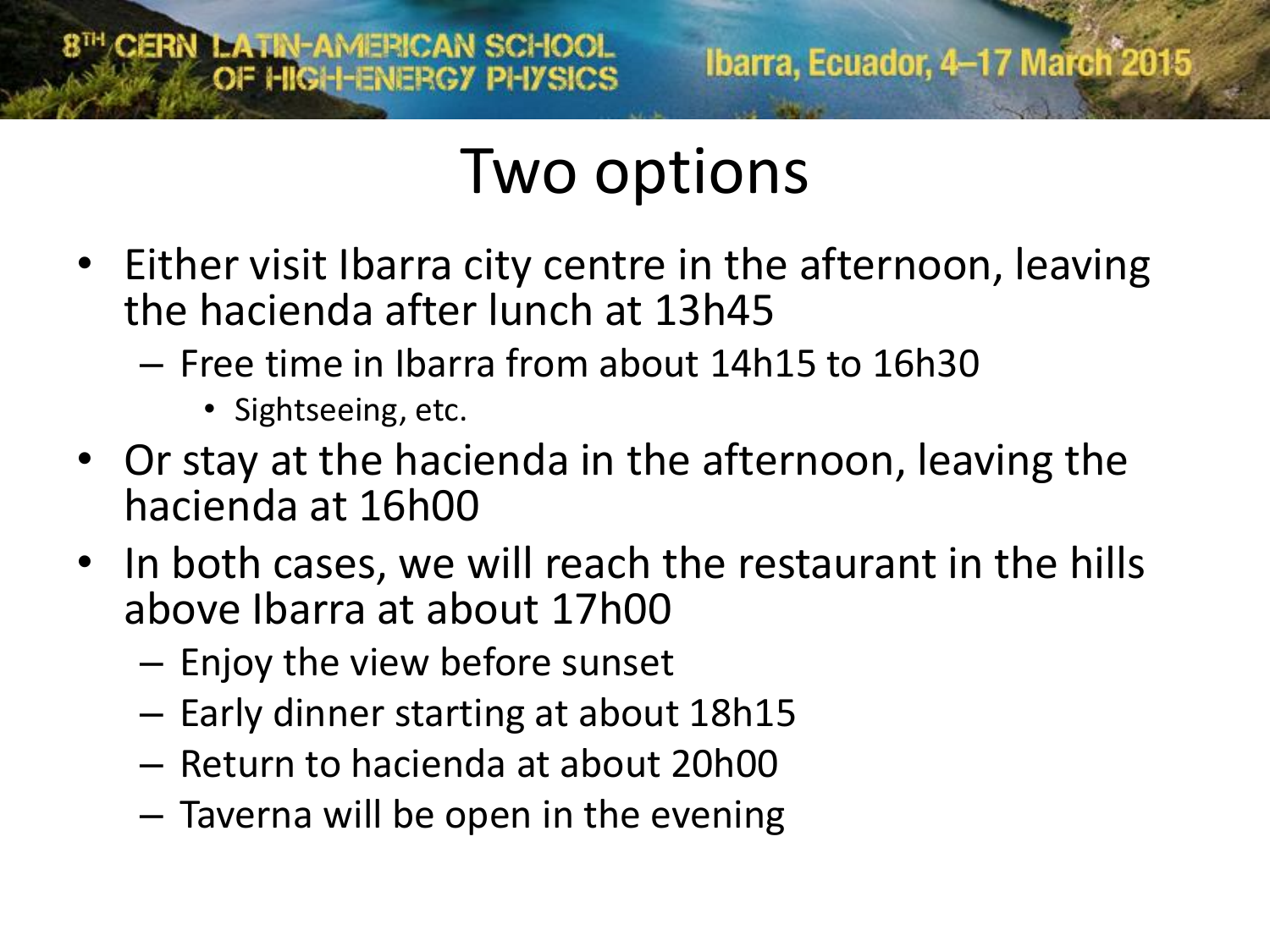# Two options

- Either visit Ibarra city centre in the afternoon, leaving the hacienda after lunch at 13h45
  - Free time in Ibarra from about 14h15 to 16h30
    - Sightseeing, etc.
- Or stay at the hacienda in the afternoon, leaving the hacienda at 16h00
- In both cases, we will reach the restaurant in the hills above Ibarra at about 17h00
  - Enjoy the view before sunset
  - Early dinner starting at about 18h15
  - Return to hacienda at about 20h00
  - Taverna will be open in the evening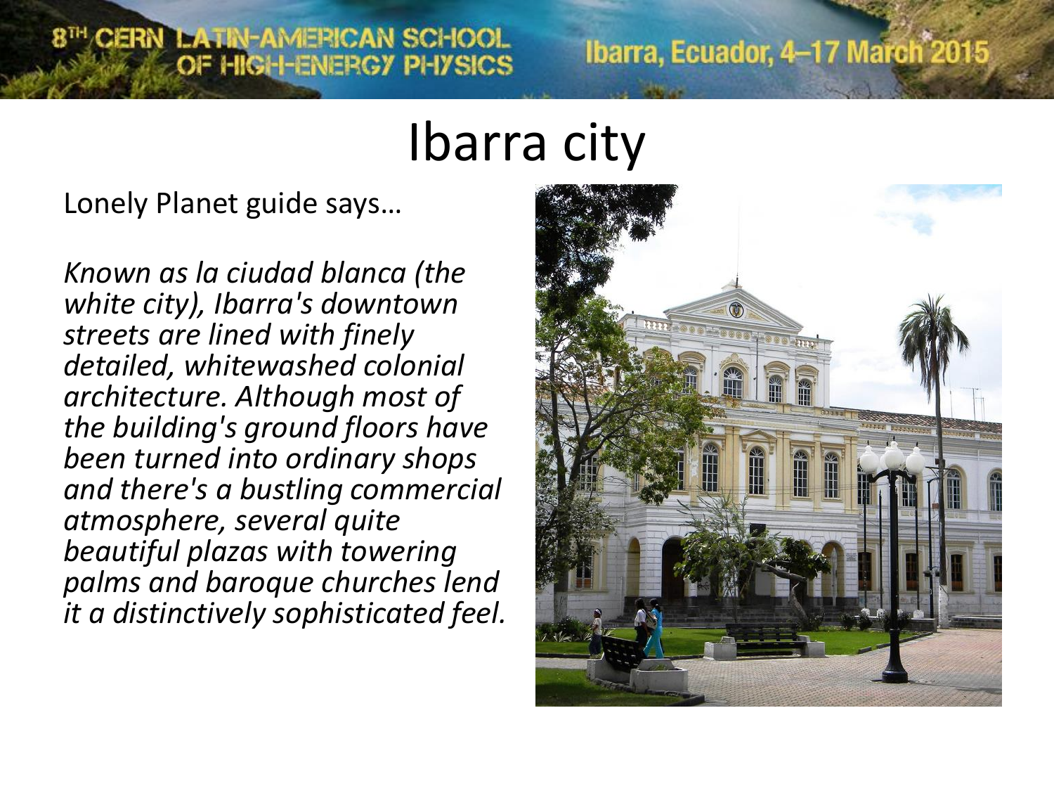# Ibarra city

Lonely Planet guide says…

*Known as la ciudad blanca (the white city), Ibarra's downtown streets are lined with finely detailed, whitewashed colonial architecture. Although most of the building's ground floors have been turned into ordinary shops and there's a bustling commercial atmosphere, several quite beautiful plazas with towering palms and baroque churches lend it a distinctively sophisticated feel.*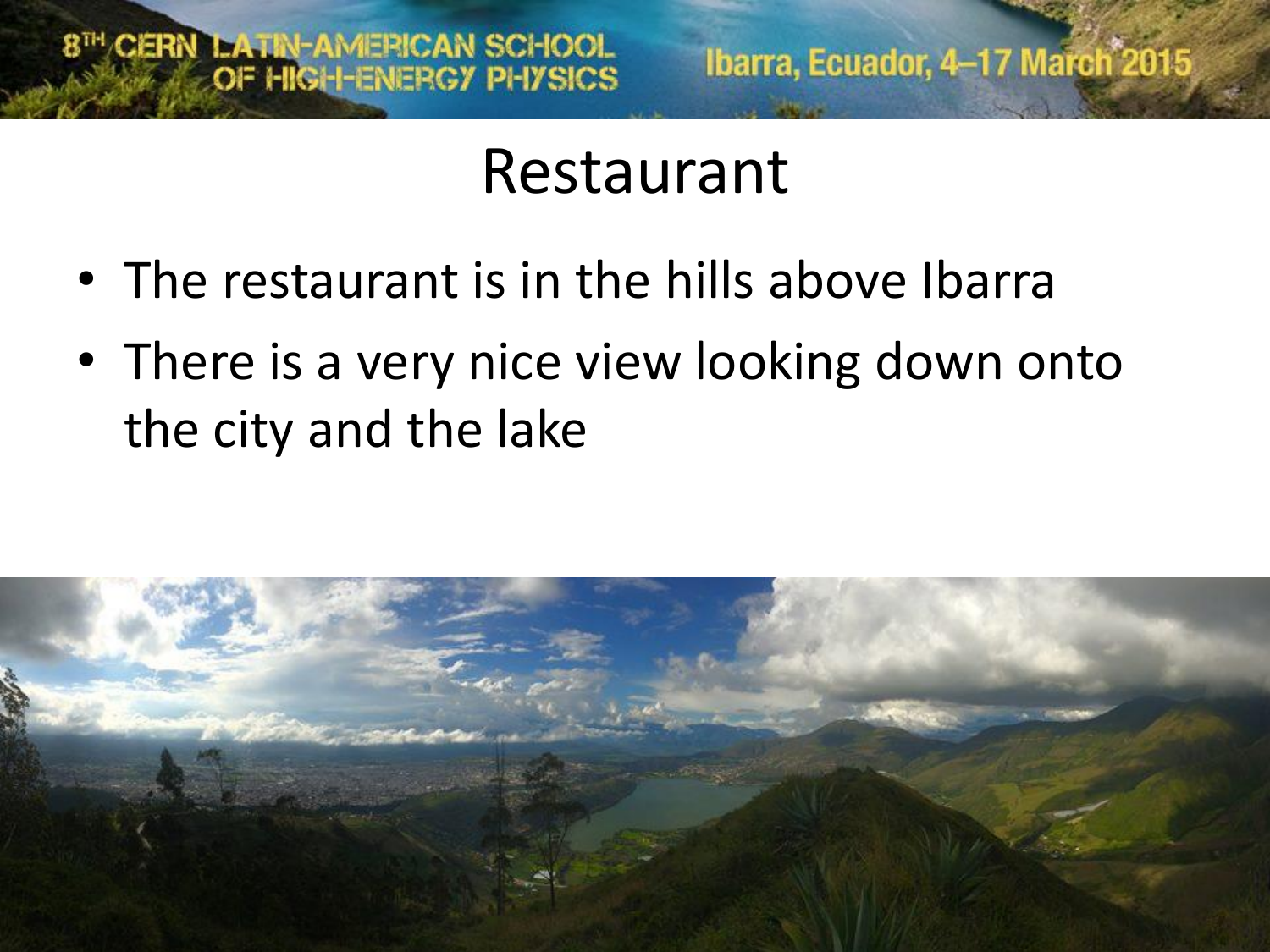# Restaurant

- The restaurant is in the hills above Ibarra
- There is a very nice view looking down onto the city and the lake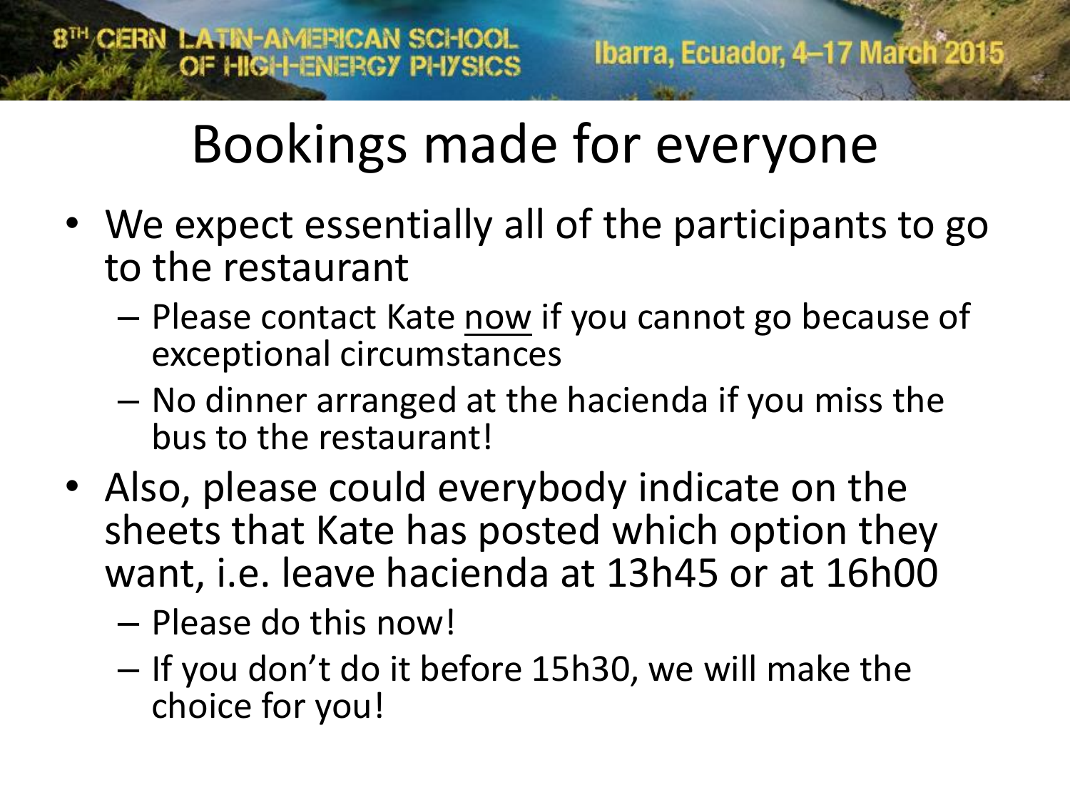# Bookings made for everyone

- We expect essentially all of the participants to go to the restaurant
  - Please contact Kate now if you cannot go because of exceptional circumstances
  - No dinner arranged at the hacienda if you miss the bus to the restaurant!
- Also, please could everybody indicate on the sheets that Kate has posted which option they want, i.e. leave hacienda at 13h45 or at 16h00
  - Please do this now!
  - If you don't do it before 15h30, we will make the choice for you!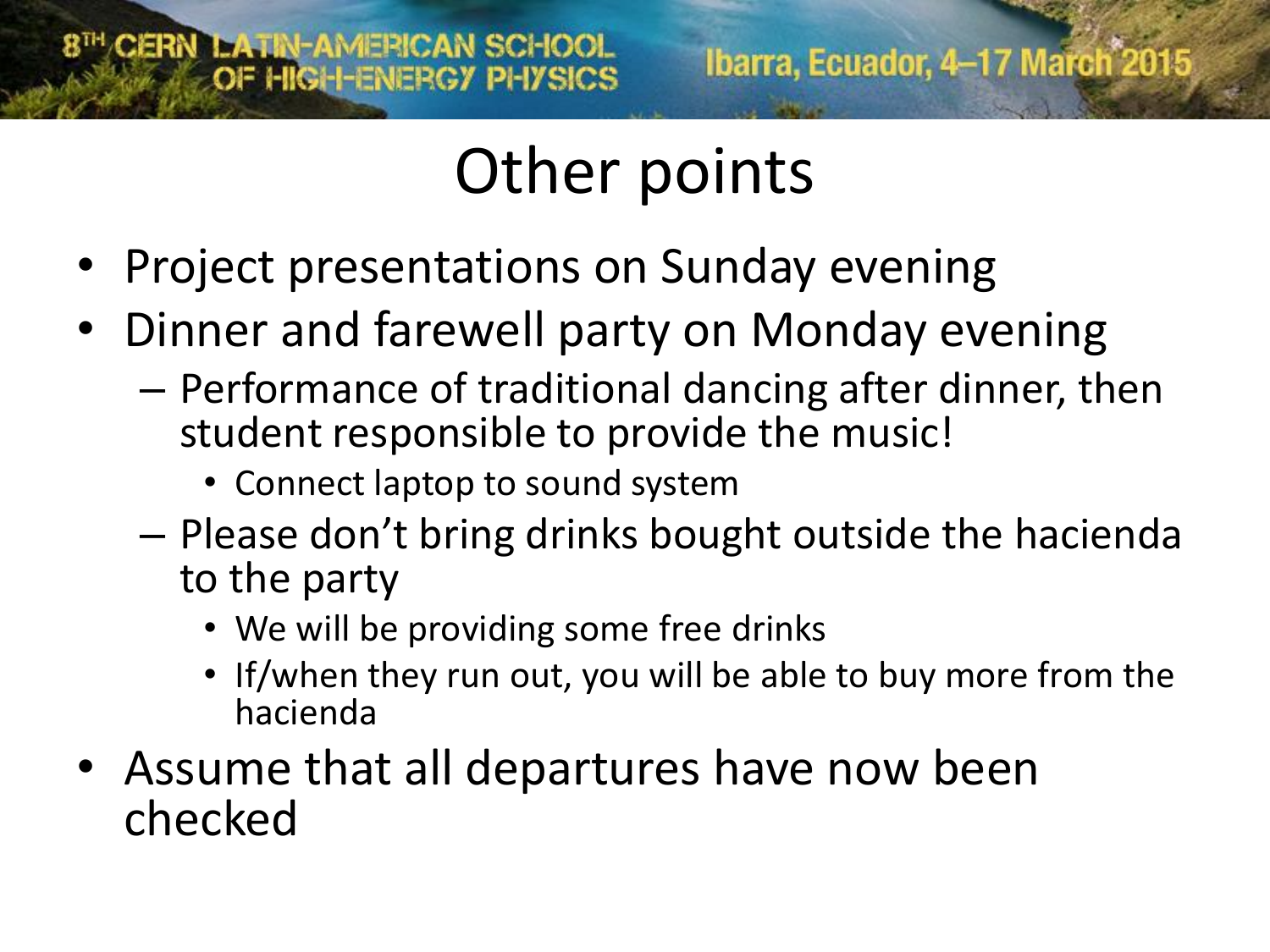# Other points

- Project presentations on Sunday evening
- Dinner and farewell party on Monday evening
  - Performance of traditional dancing after dinner, then student responsible to provide the music!
    - Connect laptop to sound system
  - Please don't bring drinks bought outside the hacienda to the party
    - We will be providing some free drinks
    - If/when they run out, you will be able to buy more from the hacienda
- Assume that all departures have now been checked